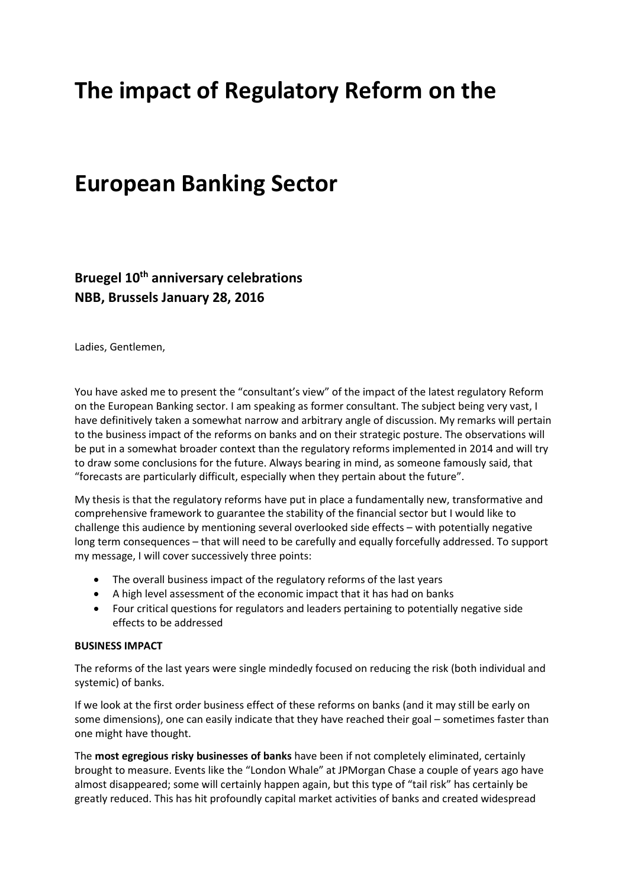# The impact of Regulatory Reform on the European Banking Sector

**Bruegel 10th anniversary celebrations**
**NBB, Brussels January 28, 2016**

Ladies, Gentlemen,

You have asked me to present the "consultant's view" of the impact of the latest regulatory Reform on the European Banking sector. I am speaking as former consultant. The subject being very vast, I have definitively taken a somewhat narrow and arbitrary angle of discussion. My remarks will pertain to the business impact of the reforms on banks and on their strategic posture. The observations will be put in a somewhat broader context than the regulatory reforms implemented in 2014 and will try to draw some conclusions for the future. Always bearing in mind, as someone famously said, that "forecasts are particularly difficult, especially when they pertain about the future".

My thesis is that the regulatory reforms have put in place a fundamentally new, transformative and comprehensive framework to guarantee the stability of the financial sector but I would like to challenge this audience by mentioning several overlooked side effects – with potentially negative long term consequences – that will need to be carefully and equally forcefully addressed. To support my message, I will cover successively three points:

- The overall business impact of the regulatory reforms of the last years
- A high level assessment of the economic impact that it has had on banks
- Four critical questions for regulators and leaders pertaining to potentially negative side effects to be addressed

**BUSINESS IMPACT**

The reforms of the last years were single mindedly focused on reducing the risk (both individual and systemic) of banks.

If we look at the first order business effect of these reforms on banks (and it may still be early on some dimensions), one can easily indicate that they have reached their goal – sometimes faster than one might have thought.

The **most egregious risky businesses of banks** have been if not completely eliminated, certainly brought to measure. Events like the "London Whale" at JPMorgan Chase a couple of years ago have almost disappeared; some will certainly happen again, but this type of "tail risk" has certainly be greatly reduced. This has hit profoundly capital market activities of banks and created widespread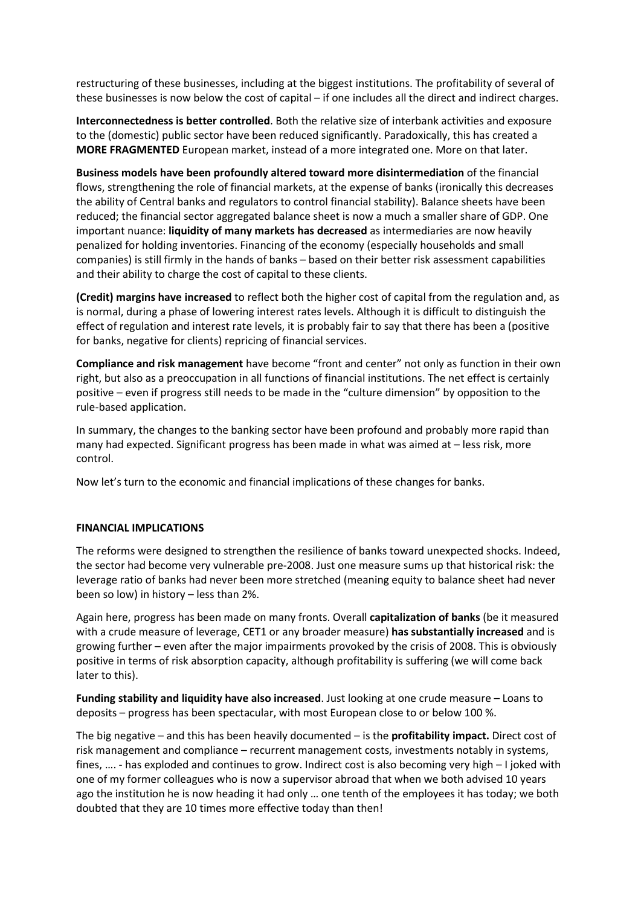restructuring of these businesses, including at the biggest institutions. The profitability of several of these businesses is now below the cost of capital – if one includes all the direct and indirect charges.

**Interconnectedness is better controlled**. Both the relative size of interbank activities and exposure to the (domestic) public sector have been reduced significantly. Paradoxically, this has created a **MORE FRAGMENTED** European market, instead of a more integrated one. More on that later.

**Business models have been profoundly altered toward more disintermediation** of the financial flows, strengthening the role of financial markets, at the expense of banks (ironically this decreases the ability of Central banks and regulators to control financial stability). Balance sheets have been reduced; the financial sector aggregated balance sheet is now a much a smaller share of GDP. One important nuance: **liquidity of many markets has decreased** as intermediaries are now heavily penalized for holding inventories. Financing of the economy (especially households and small companies) is still firmly in the hands of banks – based on their better risk assessment capabilities and their ability to charge the cost of capital to these clients.

**(Credit) margins have increased** to reflect both the higher cost of capital from the regulation and, as is normal, during a phase of lowering interest rates levels. Although it is difficult to distinguish the effect of regulation and interest rate levels, it is probably fair to say that there has been a (positive for banks, negative for clients) repricing of financial services.

**Compliance and risk management** have become "front and center" not only as function in their own right, but also as a preoccupation in all functions of financial institutions. The net effect is certainly positive – even if progress still needs to be made in the "culture dimension" by opposition to the rule-based application.

In summary, the changes to the banking sector have been profound and probably more rapid than many had expected. Significant progress has been made in what was aimed at – less risk, more control.

Now let's turn to the economic and financial implications of these changes for banks.

**FINANCIAL IMPLICATIONS**

The reforms were designed to strengthen the resilience of banks toward unexpected shocks. Indeed, the sector had become very vulnerable pre-2008. Just one measure sums up that historical risk: the leverage ratio of banks had never been more stretched (meaning equity to balance sheet had never been so low) in history – less than 2%.

Again here, progress has been made on many fronts. Overall **capitalization of banks** (be it measured with a crude measure of leverage, CET1 or any broader measure) **has substantially increased** and is growing further – even after the major impairments provoked by the crisis of 2008. This is obviously positive in terms of risk absorption capacity, although profitability is suffering (we will come back later to this).

**Funding stability and liquidity have also increased**. Just looking at one crude measure – Loans to deposits – progress has been spectacular, with most European close to or below 100 %.

The big negative – and this has been heavily documented – is the **profitability impact.** Direct cost of risk management and compliance – recurrent management costs, investments notably in systems, fines, …. - has exploded and continues to grow. Indirect cost is also becoming very high – I joked with one of my former colleagues who is now a supervisor abroad that when we both advised 10 years ago the institution he is now heading it had only … one tenth of the employees it has today; we both doubted that they are 10 times more effective today than then!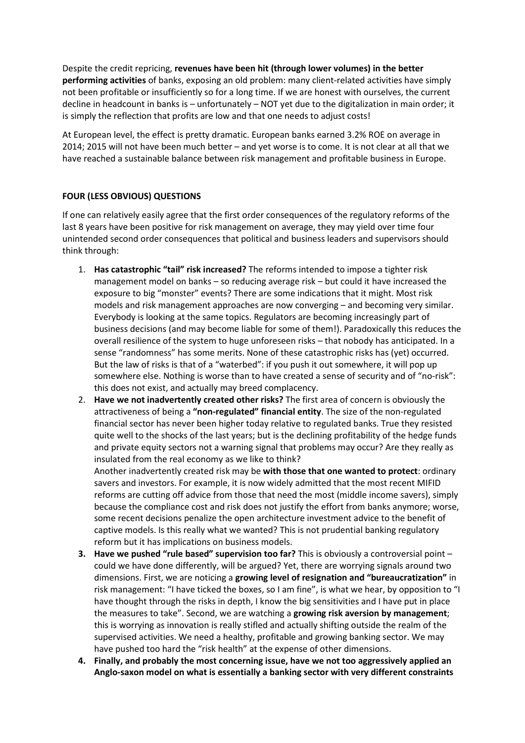Despite the credit repricing, **revenues have been hit (through lower volumes) in the better performing activities** of banks, exposing an old problem: many client-related activities have simply not been profitable or insufficiently so for a long time. If we are honest with ourselves, the current decline in headcount in banks is – unfortunately – NOT yet due to the digitalization in main order; it is simply the reflection that profits are low and that one needs to adjust costs!

At European level, the effect is pretty dramatic. European banks earned 3.2% ROE on average in 2014; 2015 will not have been much better – and yet worse is to come. It is not clear at all that we have reached a sustainable balance between risk management and profitable business in Europe.

**FOUR (LESS OBVIOUS) QUESTIONS**

If one can relatively easily agree that the first order consequences of the regulatory reforms of the last 8 years have been positive for risk management on average, they may yield over time four unintended second order consequences that political and business leaders and supervisors should think through:

1. **Has catastrophic "tail" risk increased?** The reforms intended to impose a tighter risk management model on banks – so reducing average risk – but could it have increased the exposure to big "monster" events? There are some indications that it might. Most risk models and risk management approaches are now converging – and becoming very similar. Everybody is looking at the same topics. Regulators are becoming increasingly part of business decisions (and may become liable for some of them!). Paradoxically this reduces the overall resilience of the system to huge unforeseen risks – that nobody has anticipated. In a sense "randomness" has some merits. None of these catastrophic risks has (yet) occurred. But the law of risks is that of a "waterbed": if you push it out somewhere, it will pop up somewhere else. Nothing is worse than to have created a sense of security and of "no-risk": this does not exist, and actually may breed complacency.
2. **Have we not inadvertently created other risks?** The first area of concern is obviously the attractiveness of being a **"non-regulated" financial entity**. The size of the non-regulated financial sector has never been higher today relative to regulated banks. True they resisted quite well to the shocks of the last years; but is the declining profitability of the hedge funds and private equity sectors not a warning signal that problems may occur? Are they really as insulated from the real economy as we like to think?
   Another inadvertently created risk may be **with those that one wanted to protect**: ordinary savers and investors. For example, it is now widely admitted that the most recent MIFID reforms are cutting off advice from those that need the most (middle income savers), simply because the compliance cost and risk does not justify the effort from banks anymore; worse, some recent decisions penalize the open architecture investment advice to the benefit of captive models. Is this really what we wanted? This is not prudential banking regulatory reform but it has implications on business models.
3. **Have we pushed "rule based" supervision too far?** This is obviously a controversial point – could we have done differently, will be argued? Yet, there are worrying signals around two dimensions. First, we are noticing a **growing level of resignation and "bureaucratization"** in risk management: "I have ticked the boxes, so I am fine", is what we hear, by opposition to "I have thought through the risks in depth, I know the big sensitivities and I have put in place the measures to take". Second, we are watching a **growing risk aversion by management**; this is worrying as innovation is really stifled and actually shifting outside the realm of the supervised activities. We need a healthy, profitable and growing banking sector. We may have pushed too hard the "risk health" at the expense of other dimensions.
4. **Finally, and probably the most concerning issue, have we not too aggressively applied an Anglo-saxon model on what is essentially a banking sector with very different constraints**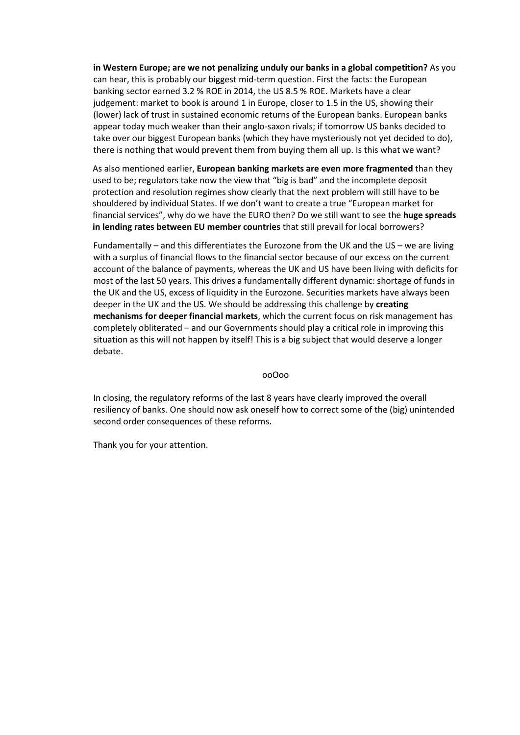**in Western Europe; are we not penalizing unduly our banks in a global competition?** As you can hear, this is probably our biggest mid-term question. First the facts: the European banking sector earned 3.2 % ROE in 2014, the US 8.5 % ROE. Markets have a clear judgement: market to book is around 1 in Europe, closer to 1.5 in the US, showing their (lower) lack of trust in sustained economic returns of the European banks. European banks appear today much weaker than their anglo-saxon rivals; if tomorrow US banks decided to take over our biggest European banks (which they have mysteriously not yet decided to do), there is nothing that would prevent them from buying them all up. Is this what we want?

As also mentioned earlier, **European banking markets are even more fragmented** than they used to be; regulators take now the view that "big is bad" and the incomplete deposit protection and resolution regimes show clearly that the next problem will still have to be shouldered by individual States. If we don't want to create a true "European market for financial services", why do we have the EURO then? Do we still want to see the **huge spreads in lending rates between EU member countries** that still prevail for local borrowers?

Fundamentally – and this differentiates the Eurozone from the UK and the US – we are living with a surplus of financial flows to the financial sector because of our excess on the current account of the balance of payments, whereas the UK and US have been living with deficits for most of the last 50 years. This drives a fundamentally different dynamic: shortage of funds in the UK and the US, excess of liquidity in the Eurozone. Securities markets have always been deeper in the UK and the US. We should be addressing this challenge by **creating mechanisms for deeper financial markets**, which the current focus on risk management has completely obliterated – and our Governments should play a critical role in improving this situation as this will not happen by itself! This is a big subject that would deserve a longer debate.

ooOoo

In closing, the regulatory reforms of the last 8 years have clearly improved the overall resiliency of banks. One should now ask oneself how to correct some of the (big) unintended second order consequences of these reforms.

Thank you for your attention.